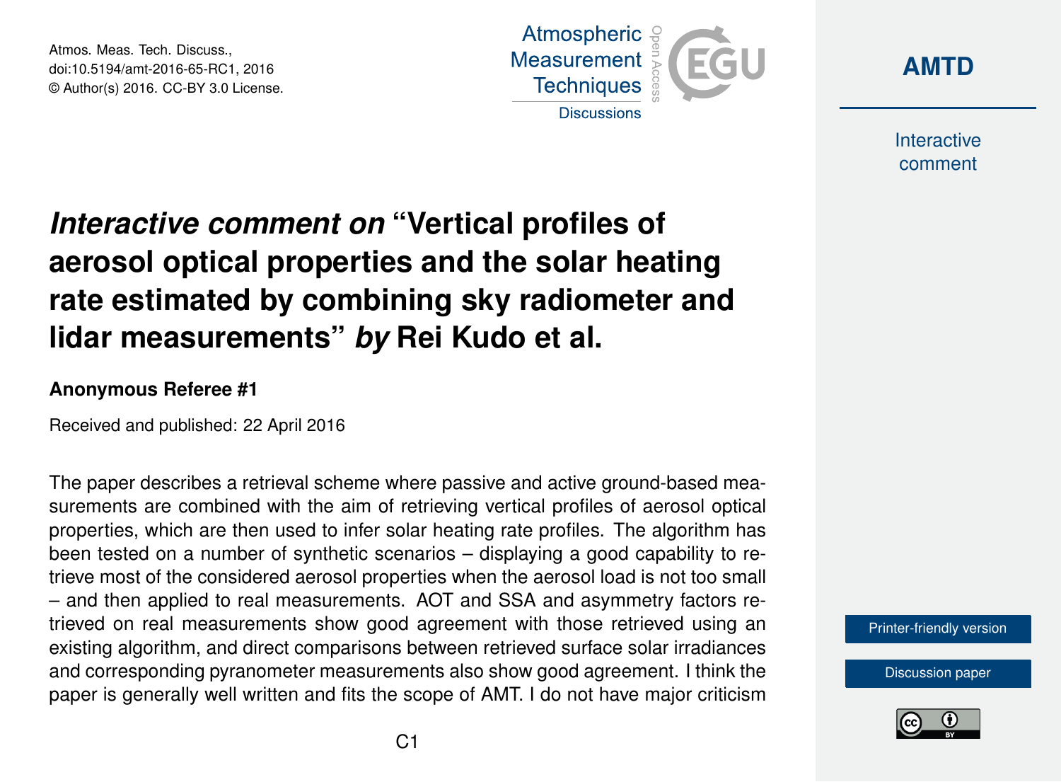Atmos. Meas. Tech. Discuss.,
doi:10.5194/amt-2016-65-RC1, 2016
© Author(s) 2016. CC-BY 3.0 License.

# *Interactive comment on* "Vertical profiles of aerosol optical properties and the solar heating rate estimated by combining sky radiometer and lidar measurements" *by* Rei Kudo et al.

**Anonymous Referee #1**

Received and published: 22 April 2016

The paper describes a retrieval scheme where passive and active ground-based measurements are combined with the aim of retrieving vertical profiles of aerosol optical properties, which are then used to infer solar heating rate profiles. The algorithm has been tested on a number of synthetic scenarios – displaying a good capability to retrieve most of the considered aerosol properties when the aerosol load is not too small – and then applied to real measurements. AOT and SSA and asymmetry factors retrieved on real measurements show good agreement with those retrieved using an existing algorithm, and direct comparisons between retrieved surface solar irradiances and corresponding pyranometer measurements also show good agreement. I think the paper is generally well written and fits the scope of AMT. I do not have major criticism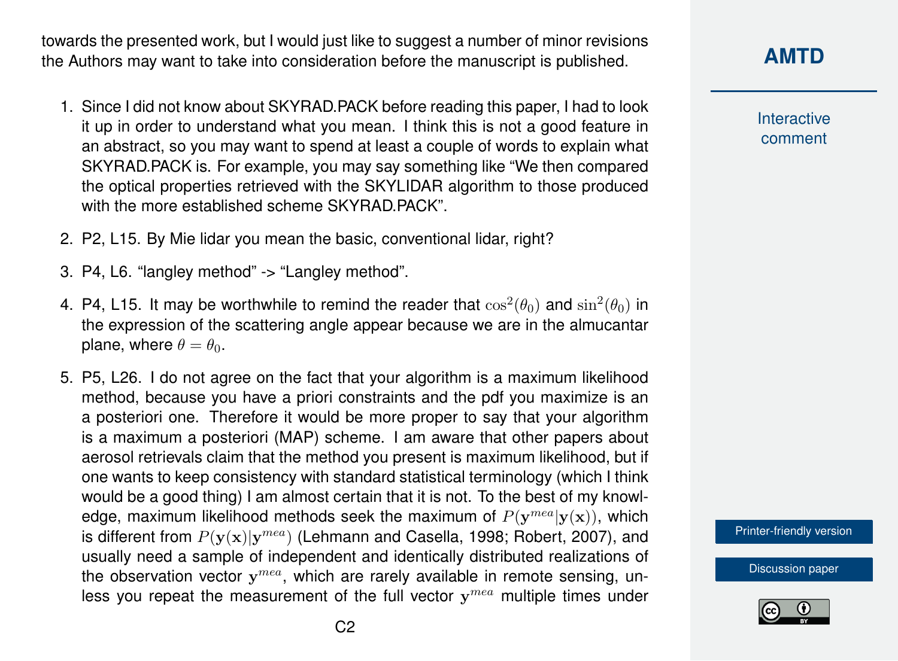towards the presented work, but I would just like to suggest a number of minor revisions the Authors may want to take into consideration before the manuscript is published.

1. Since I did not know about SKYRAD.PACK before reading this paper, I had to look it up in order to understand what you mean. I think this is not a good feature in an abstract, so you may want to spend at least a couple of words to explain what SKYRAD.PACK is. For example, you may say something like "We then compared the optical properties retrieved with the SKYLIDAR algorithm to those produced with the more established scheme SKYRAD.PACK".

2. P2, L15. By Mie lidar you mean the basic, conventional lidar, right?

3. P4, L6. "langley method" -> "Langley method".

4. P4, L15. It may be worthwhile to remind the reader that $\cos^2(\theta_0)$ and $\sin^2(\theta_0)$ in the expression of the scattering angle appear because we are in the almucantar plane, where $\theta = \theta_0$.

5. P5, L26. I do not agree on the fact that your algorithm is a maximum likelihood method, because you have a priori constraints and the pdf you maximize is an a posteriori one. Therefore it would be more proper to say that your algorithm is a maximum a posteriori (MAP) scheme. I am aware that other papers about aerosol retrievals claim that the method you present is maximum likelihood, but if one wants to keep consistency with standard statistical terminology (which I think would be a good thing) I am almost certain that it is not. To the best of my knowledge, maximum likelihood methods seek the maximum of $P(\mathbf{y}^{mea}|\mathbf{y}(\mathbf{x}))$, which is different from $P(\mathbf{y}(\mathbf{x})|\mathbf{y}^{mea})$ (Lehmann and Casella, 1998; Robert, 2007), and usually need a sample of independent and identically distributed realizations of the observation vector $\mathbf{y}^{mea}$, which are rarely available in remote sensing, unless you repeat the measurement of the full vector $\mathbf{y}^{mea}$ multiple times under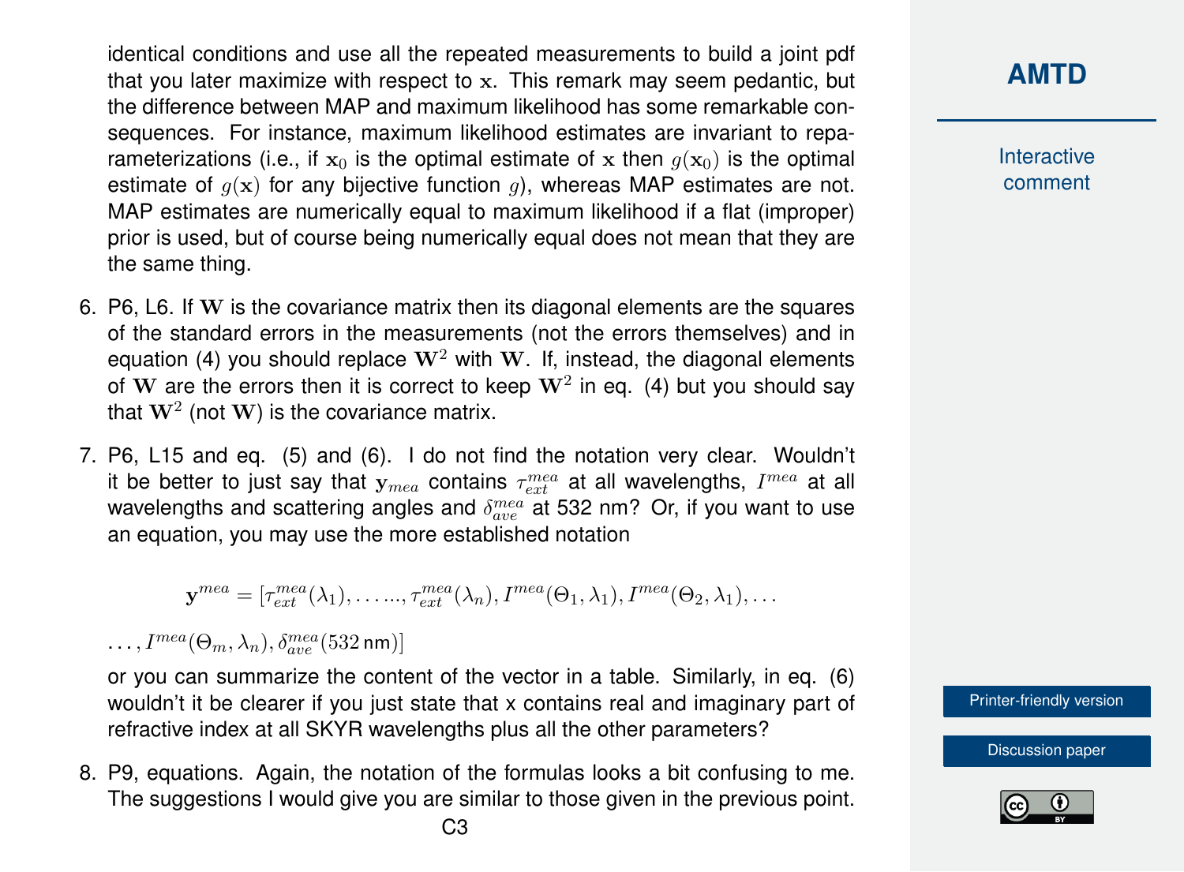identical conditions and use all the repeated measurements to build a joint pdf that you later maximize with respect to $\mathbf{x}$. This remark may seem pedantic, but the difference between MAP and maximum likelihood has some remarkable consequences. For instance, maximum likelihood estimates are invariant to reparameterizations (i.e., if $\mathbf{x}_0$ is the optimal estimate of $\mathbf{x}$ then $g(\mathbf{x}_0)$ is the optimal estimate of $g(\mathbf{x})$ for any bijective function $g$), whereas MAP estimates are not. MAP estimates are numerically equal to maximum likelihood if a flat (improper) prior is used, but of course being numerically equal does not mean that they are the same thing.

6. P6, L6. If $\mathbf{W}$ is the covariance matrix then its diagonal elements are the squares of the standard errors in the measurements (not the errors themselves) and in equation (4) you should replace $\mathbf{W}^2$ with $\mathbf{W}$. If, instead, the diagonal elements of $\mathbf{W}$ are the errors then it is correct to keep $\mathbf{W}^2$ in eq. (4) but you should say that $\mathbf{W}^2$ (not $\mathbf{W}$) is the covariance matrix.

7. P6, L15 and eq. (5) and (6). I do not find the notation very clear. Wouldn't it be better to just say that $\mathbf{y}_{mea}$ contains $\tau_{ext}^{mea}$ at all wavelengths, $I^{mea}$ at all wavelengths and scattering angles and $\delta_{ave}^{mea}$ at 532 nm? Or, if you want to use an equation, you may use the more established notation

$$\mathbf{y}^{mea} = [\tau_{ext}^{mea}(\lambda_1), \ldots\ldots, \tau_{ext}^{mea}(\lambda_n), I^{mea}(\Theta_1, \lambda_1), I^{mea}(\Theta_2, \lambda_1), \ldots$$

$$\ldots, I^{mea}(\Theta_m, \lambda_n), \delta_{ave}^{mea}(532\,\text{nm})]$$

or you can summarize the content of the vector in a table. Similarly, in eq. (6) wouldn't it be clearer if you just state that x contains real and imaginary part of refractive index at all SKYR wavelengths plus all the other parameters?

8. P9, equations. Again, the notation of the formulas looks a bit confusing to me. The suggestions I would give you are similar to those given in the previous point.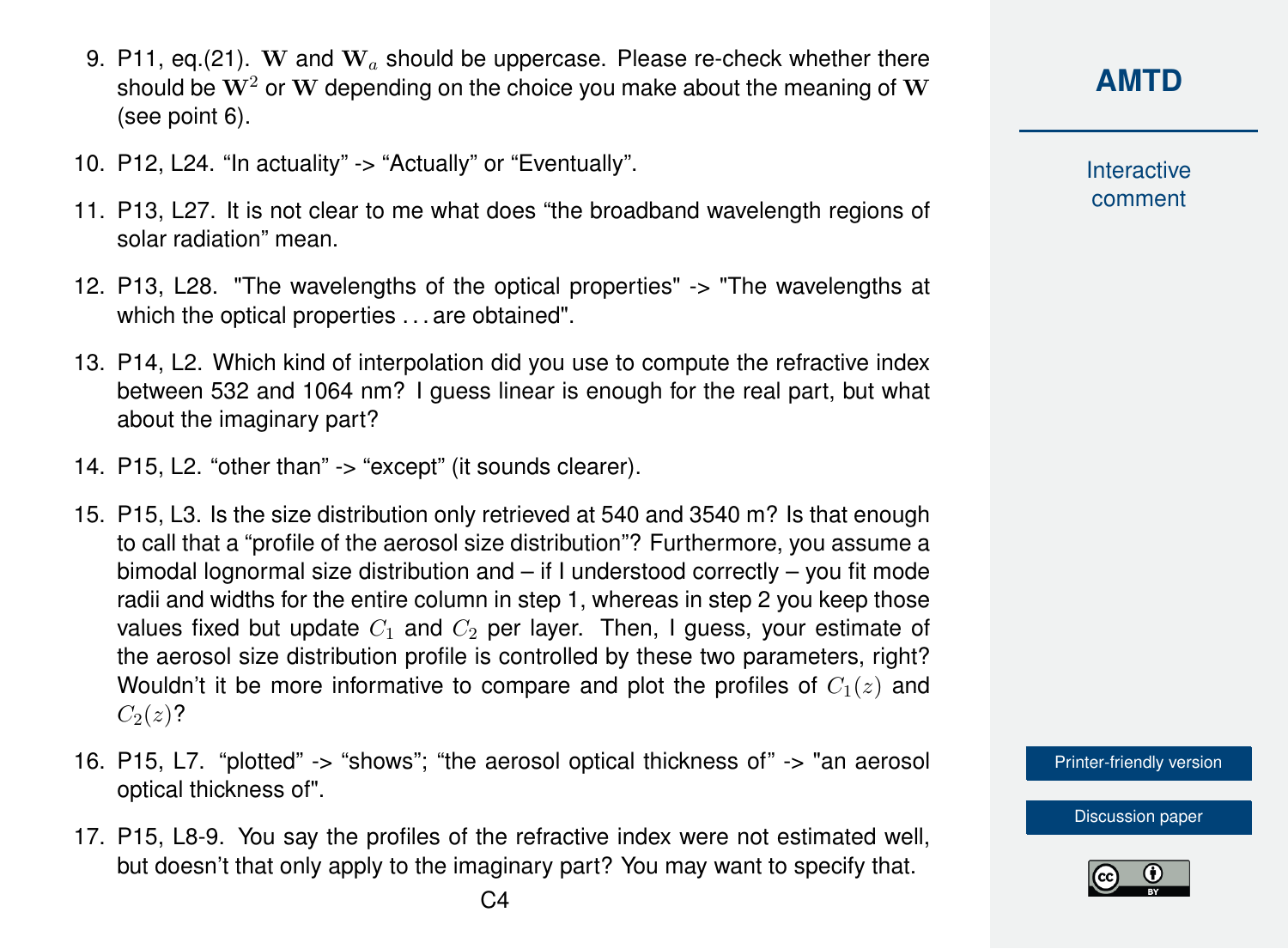9. P11, eq.(21). $\mathbf{W}$ and $\mathbf{W}_a$ should be uppercase. Please re-check whether there should be $\mathbf{W}^2$ or $\mathbf{W}$ depending on the choice you make about the meaning of $\mathbf{W}$ (see point 6).

10. P12, L24. “In actuality” -> “Actually” or “Eventually”.

11. P13, L27. It is not clear to me what does “the broadband wavelength regions of solar radiation” mean.

12. P13, L28. "The wavelengths of the optical properties" -> "The wavelengths at which the optical properties . . . are obtained".

13. P14, L2. Which kind of interpolation did you use to compute the refractive index between 532 and 1064 nm? I guess linear is enough for the real part, but what about the imaginary part?

14. P15, L2. “other than” -> “except” (it sounds clearer).

15. P15, L3. Is the size distribution only retrieved at 540 and 3540 m? Is that enough to call that a “profile of the aerosol size distribution”? Furthermore, you assume a bimodal lognormal size distribution and – if I understood correctly – you fit mode radii and widths for the entire column in step 1, whereas in step 2 you keep those values fixed but update $C_1$ and $C_2$ per layer. Then, I guess, your estimate of the aerosol size distribution profile is controlled by these two parameters, right? Wouldn’t it be more informative to compare and plot the profiles of $C_1(z)$ and $C_2(z)$?

16. P15, L7. “plotted” -> “shows”; “the aerosol optical thickness of” -> "an aerosol optical thickness of".

17. P15, L8-9. You say the profiles of the refractive index were not estimated well, but doesn’t that only apply to the imaginary part? You may want to specify that.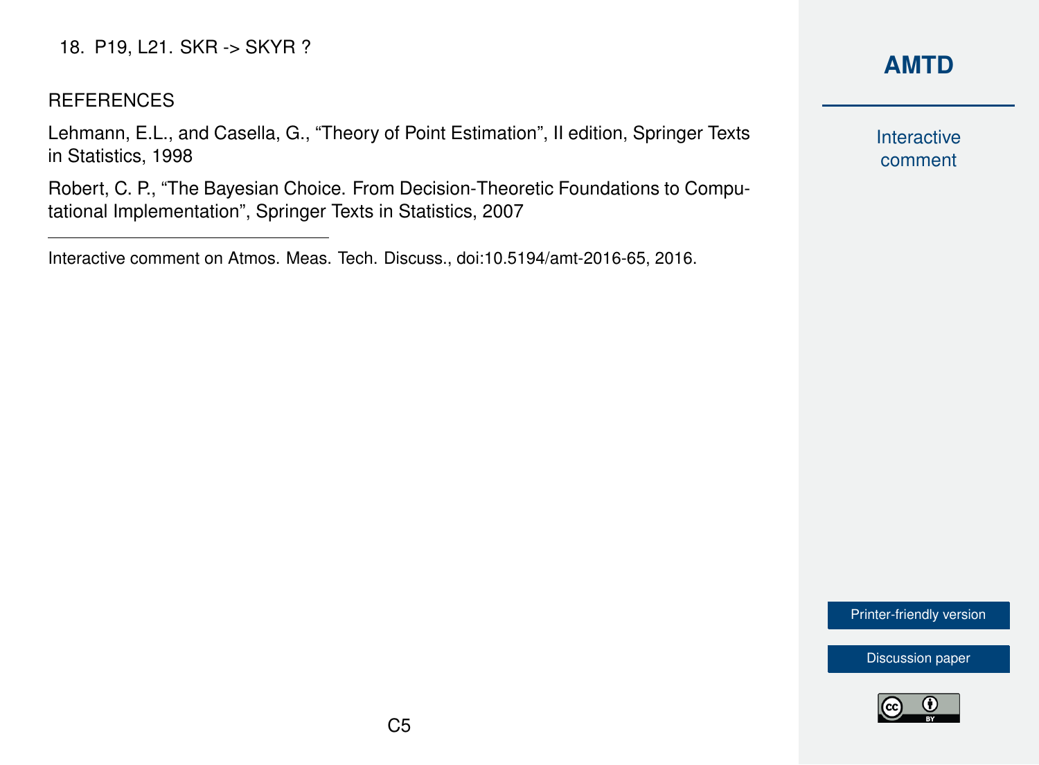18. P19, L21. SKR -> SKYR ?

REFERENCES

Lehmann, E.L., and Casella, G., "Theory of Point Estimation", II edition, Springer Texts in Statistics, 1998

Robert, C. P., "The Bayesian Choice. From Decision-Theoretic Foundations to Computational Implementation", Springer Texts in Statistics, 2007

---

Interactive comment on Atmos. Meas. Tech. Discuss., doi:10.5194/amt-2016-65, 2016.